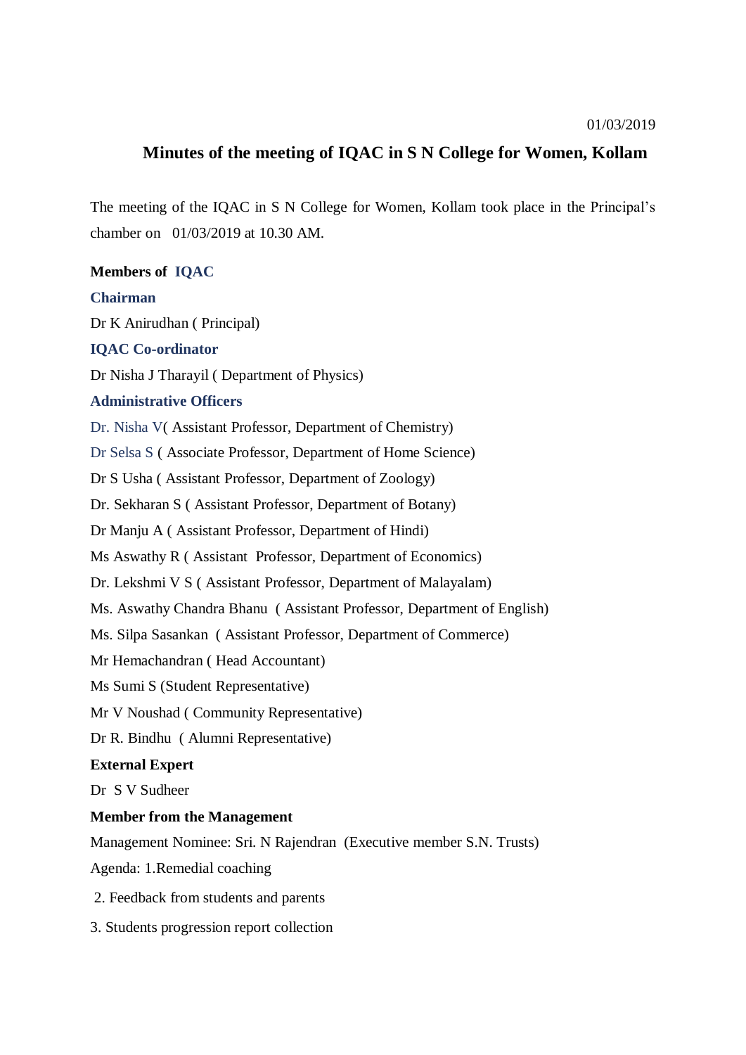01/03/2019

# Minutes of the meeting of IQAC in S N College for Women, Kollam

The meeting of the IQAC in S N College for Women, Kollam took place in the Principal's chamber on 01/03/2019 at 10.30 AM.

**Members of IQAC**

**Chairman**

Dr K Anirudhan ( Principal)

**IQAC Co-ordinator**

Dr Nisha J Tharayil ( Department of Physics)

**Administrative Officers**

Dr. Nisha V( Assistant Professor, Department of Chemistry)

Dr Selsa S ( Associate Professor, Department of Home Science)

Dr S Usha ( Assistant Professor, Department of Zoology)

Dr. Sekharan S ( Assistant Professor, Department of Botany)

Dr Manju A ( Assistant Professor, Department of Hindi)

Ms Aswathy R ( Assistant Professor, Department of Economics)

Dr. Lekshmi V S ( Assistant Professor, Department of Malayalam)

Ms. Aswathy Chandra Bhanu ( Assistant Professor, Department of English)

Ms. Silpa Sasankan ( Assistant Professor, Department of Commerce)

Mr Hemachandran ( Head Accountant)

Ms Sumi S (Student Representative)

Mr V Noushad ( Community Representative)

Dr R. Bindhu ( Alumni Representative)

**External Expert**

Dr S V Sudheer

**Member from the Management**

Management Nominee: Sri. N Rajendran (Executive member S.N. Trusts)

Agenda: 1.Remedial coaching

2. Feedback from students and parents

3. Students progression report collection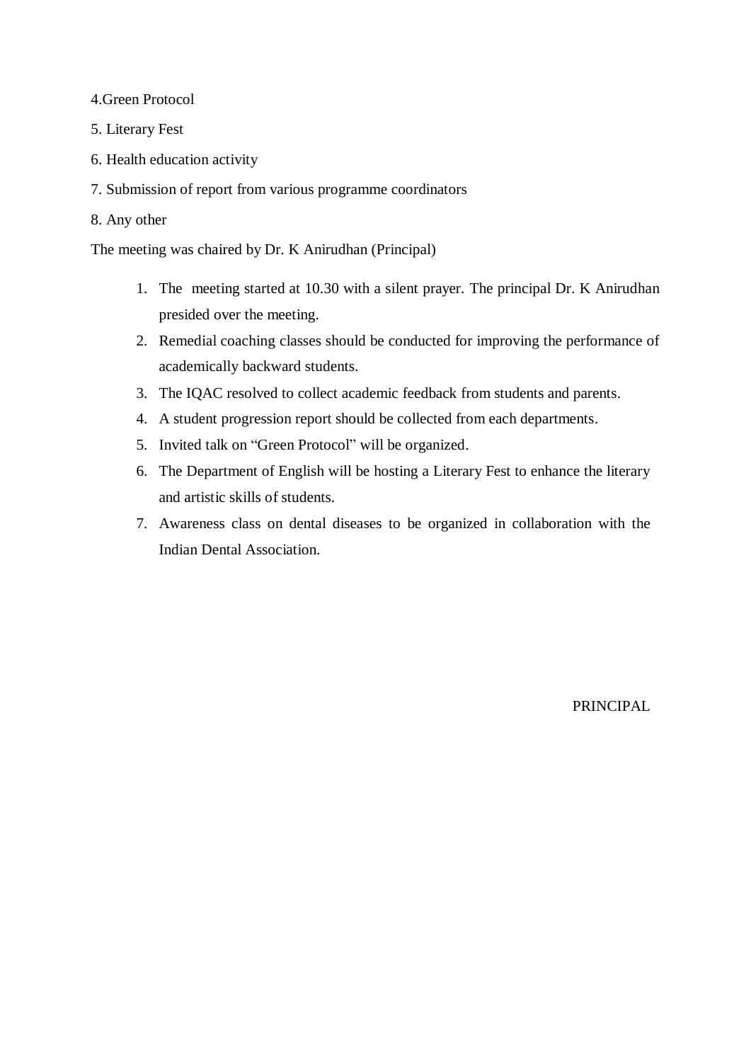4.Green Protocol

5. Literary Fest

6. Health education activity

7. Submission of report from various programme coordinators

8. Any other

The meeting was chaired by Dr. K Anirudhan (Principal)

1. The meeting started at 10.30 with a silent prayer. The principal Dr. K Anirudhan presided over the meeting.
2. Remedial coaching classes should be conducted for improving the performance of academically backward students.
3. The IQAC resolved to collect academic feedback from students and parents.
4. A student progression report should be collected from each departments.
5. Invited talk on "Green Protocol" will be organized.
6. The Department of English will be hosting a Literary Fest to enhance the literary and artistic skills of students.
7. Awareness class on dental diseases to be organized in collaboration with the Indian Dental Association.

PRINCIPAL